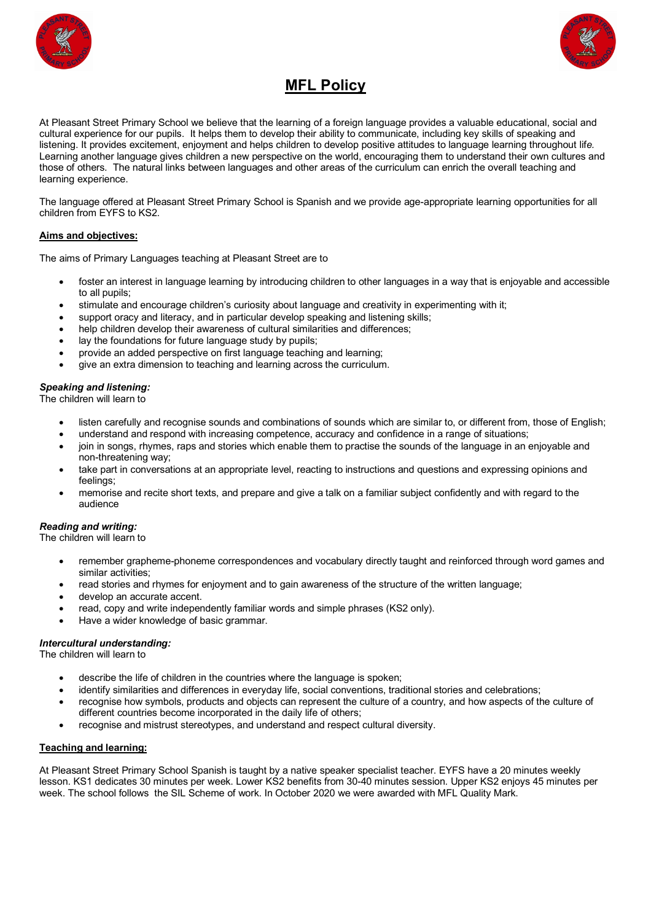# MFL Policy

At Pleasant Street Primary School we believe that the learning of a foreign language provides a valuable educational, social and cultural experience for our pupils. It helps them to develop their ability to communicate, including key skills of speaking and listening. It provides excitement, enjoyment and helps children to develop positive attitudes to language learning throughout life. Learning another language gives children a new perspective on the world, encouraging them to understand their own cultures and those of others. The natural links between languages and other areas of the curriculum can enrich the overall teaching and learning experience.

The language offered at Pleasant Street Primary School is Spanish and we provide age-appropriate learning opportunities for all children from EYFS to KS2.

## Aims and objectives:

The aims of Primary Languages teaching at Pleasant Street are to

- foster an interest in language learning by introducing children to other languages in a way that is enjoyable and accessible to all pupils;
- stimulate and encourage children's curiosity about language and creativity in experimenting with it;
- support oracy and literacy, and in particular develop speaking and listening skills;
- help children develop their awareness of cultural similarities and differences;
- lay the foundations for future language study by pupils;
- provide an added perspective on first language teaching and learning;
- give an extra dimension to teaching and learning across the curriculum.

### *Speaking and listening:*

The children will learn to

- listen carefully and recognise sounds and combinations of sounds which are similar to, or different from, those of English;
- understand and respond with increasing competence, accuracy and confidence in a range of situations;
- join in songs, rhymes, raps and stories which enable them to practise the sounds of the language in an enjoyable and non-threatening way;
- take part in conversations at an appropriate level, reacting to instructions and questions and expressing opinions and feelings;
- memorise and recite short texts, and prepare and give a talk on a familiar subject confidently and with regard to the audience

### *Reading and writing:*

The children will learn to

- remember grapheme-phoneme correspondences and vocabulary directly taught and reinforced through word games and similar activities;
- read stories and rhymes for enjoyment and to gain awareness of the structure of the written language;
- develop an accurate accent.
- read, copy and write independently familiar words and simple phrases (KS2 only).
- Have a wider knowledge of basic grammar.

### *Intercultural understanding:*

The children will learn to

- describe the life of children in the countries where the language is spoken;
- identify similarities and differences in everyday life, social conventions, traditional stories and celebrations;
- recognise how symbols, products and objects can represent the culture of a country, and how aspects of the culture of different countries become incorporated in the daily life of others;
- recognise and mistrust stereotypes, and understand and respect cultural diversity.

## Teaching and learning:

At Pleasant Street Primary School Spanish is taught by a native speaker specialist teacher. EYFS have a 20 minutes weekly lesson. KS1 dedicates 30 minutes per week. Lower KS2 benefits from 30-40 minutes session. Upper KS2 enjoys 45 minutes per week. The school follows the SIL Scheme of work. In October 2020 we were awarded with MFL Quality Mark.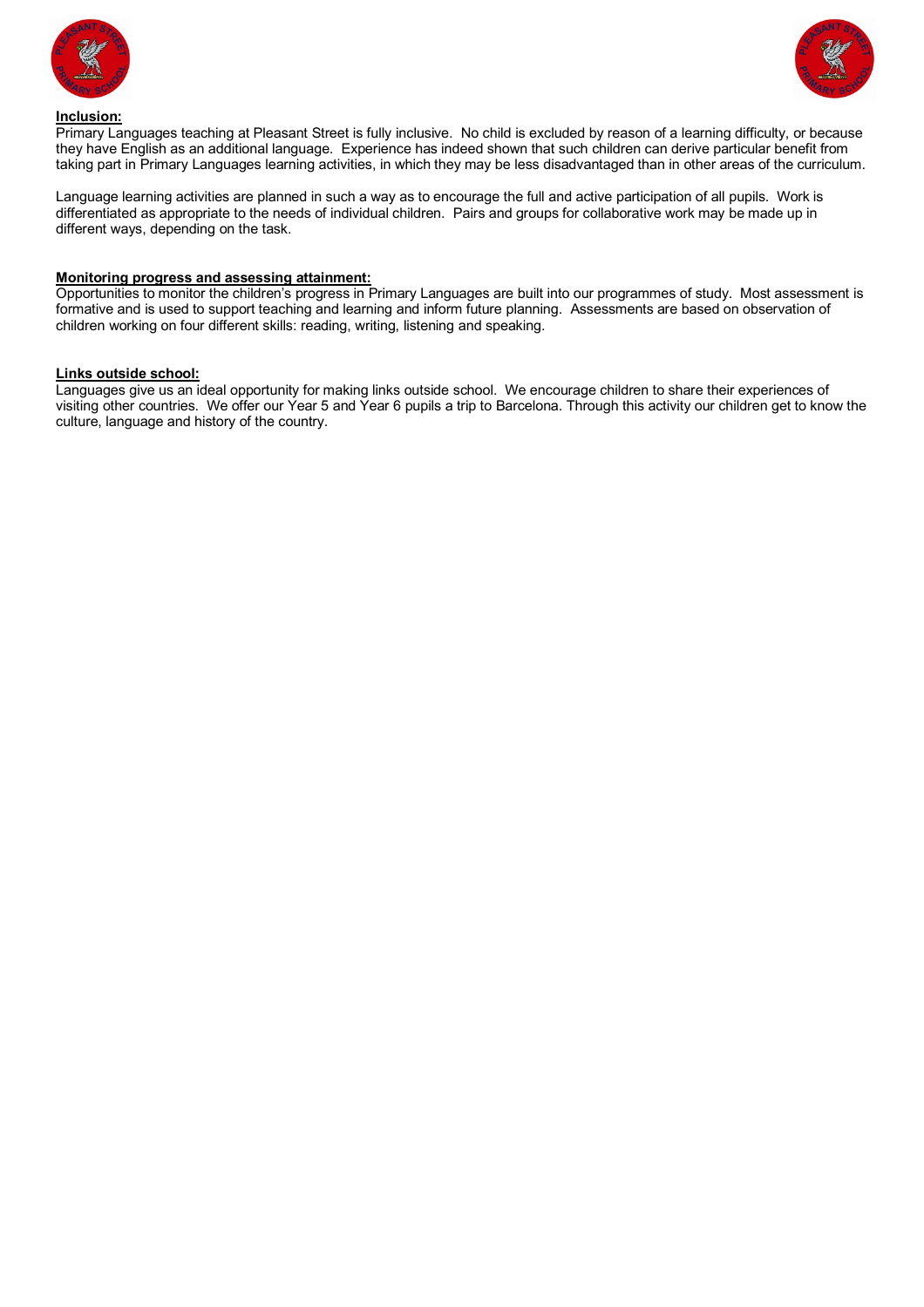**Inclusion:**

Primary Languages teaching at Pleasant Street is fully inclusive. No child is excluded by reason of a learning difficulty, or because they have English as an additional language. Experience has indeed shown that such children can derive particular benefit from taking part in Primary Languages learning activities, in which they may be less disadvantaged than in other areas of the curriculum.

Language learning activities are planned in such a way as to encourage the full and active participation of all pupils. Work is differentiated as appropriate to the needs of individual children. Pairs and groups for collaborative work may be made up in different ways, depending on the task.

**Monitoring progress and assessing attainment:**

Opportunities to monitor the children's progress in Primary Languages are built into our programmes of study. Most assessment is formative and is used to support teaching and learning and inform future planning. Assessments are based on observation of children working on four different skills: reading, writing, listening and speaking.

**Links outside school:**

Languages give us an ideal opportunity for making links outside school. We encourage children to share their experiences of visiting other countries. We offer our Year 5 and Year 6 pupils a trip to Barcelona. Through this activity our children get to know the culture, language and history of the country.